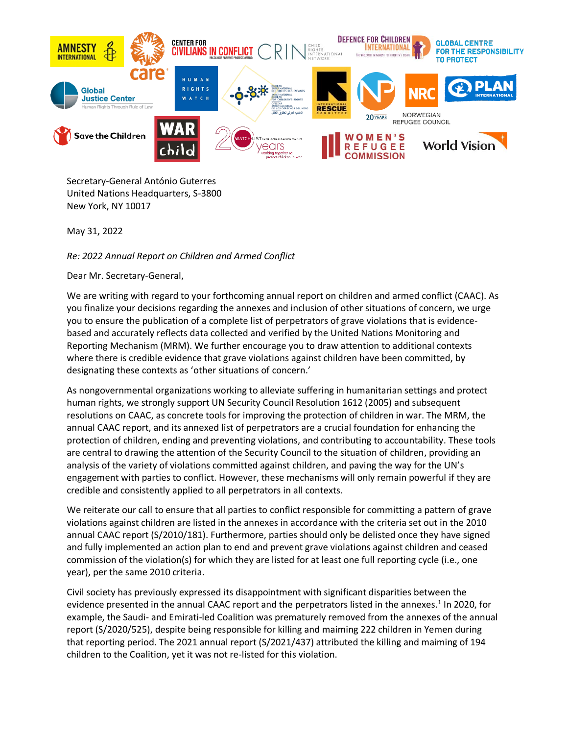Secretary-General António Guterres
United Nations Headquarters, S-3800
New York, NY 10017

May 31, 2022

*Re: 2022 Annual Report on Children and Armed Conflict*

Dear Mr. Secretary-General,

We are writing with regard to your forthcoming annual report on children and armed conflict (CAAC). As you finalize your decisions regarding the annexes and inclusion of other situations of concern, we urge you to ensure the publication of a complete list of perpetrators of grave violations that is evidence-based and accurately reflects data collected and verified by the United Nations Monitoring and Reporting Mechanism (MRM). We further encourage you to draw attention to additional contexts where there is credible evidence that grave violations against children have been committed, by designating these contexts as 'other situations of concern.'

As nongovernmental organizations working to alleviate suffering in humanitarian settings and protect human rights, we strongly support UN Security Council Resolution 1612 (2005) and subsequent resolutions on CAAC, as concrete tools for improving the protection of children in war. The MRM, the annual CAAC report, and its annexed list of perpetrators are a crucial foundation for enhancing the protection of children, ending and preventing violations, and contributing to accountability. These tools are central to drawing the attention of the Security Council to the situation of children, providing an analysis of the variety of violations committed against children, and paving the way for the UN's engagement with parties to conflict. However, these mechanisms will only remain powerful if they are credible and consistently applied to all perpetrators in all contexts.

We reiterate our call to ensure that all parties to conflict responsible for committing a pattern of grave violations against children are listed in the annexes in accordance with the criteria set out in the 2010 annual CAAC report (S/2010/181). Furthermore, parties should only be delisted once they have signed and fully implemented an action plan to end and prevent grave violations against children and ceased commission of the violation(s) for which they are listed for at least one full reporting cycle (i.e., one year), per the same 2010 criteria.

Civil society has previously expressed its disappointment with significant disparities between the evidence presented in the annual CAAC report and the perpetrators listed in the annexes.[1] In 2020, for example, the Saudi- and Emirati-led Coalition was prematurely removed from the annexes of the annual report (S/2020/525), despite being responsible for killing and maiming 222 children in Yemen during that reporting period. The 2021 annual report (S/2021/437) attributed the killing and maiming of 194 children to the Coalition, yet it was not re-listed for this violation.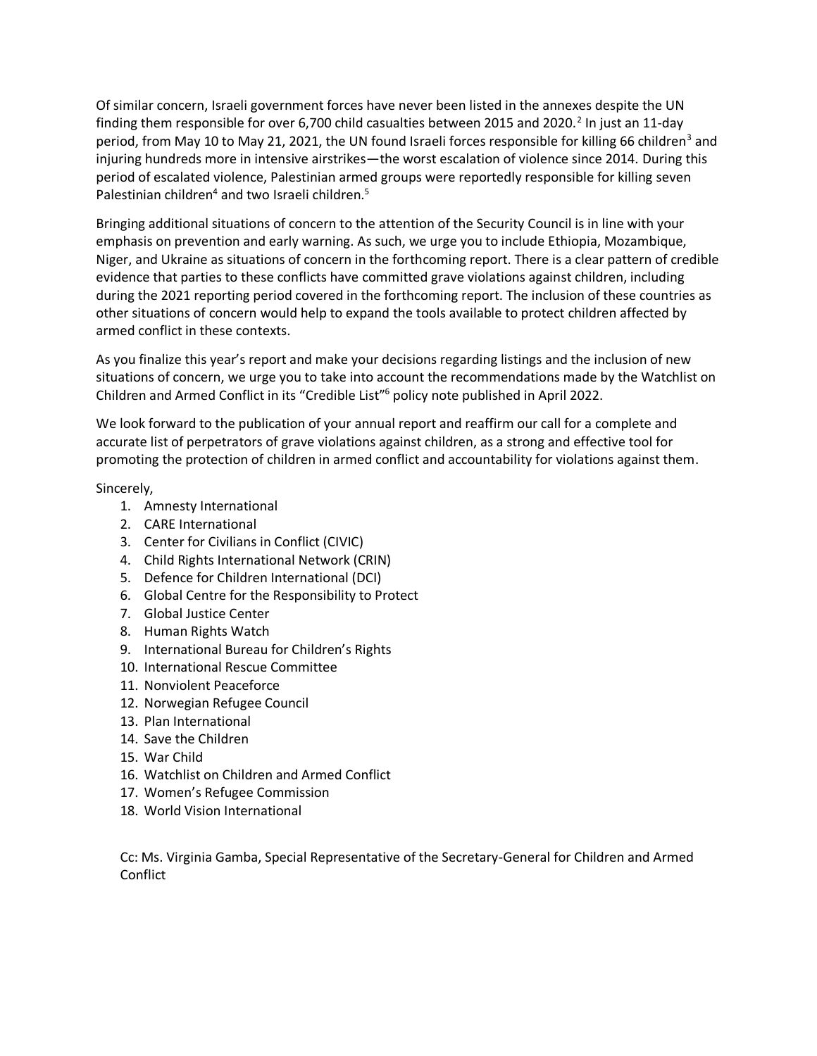Of similar concern, Israeli government forces have never been listed in the annexes despite the UN finding them responsible for over 6,700 child casualties between 2015 and 2020.[2] In just an 11-day period, from May 10 to May 21, 2021, the UN found Israeli forces responsible for killing 66 children[3] and injuring hundreds more in intensive airstrikes—the worst escalation of violence since 2014. During this period of escalated violence, Palestinian armed groups were reportedly responsible for killing seven Palestinian children[4] and two Israeli children.[5]

Bringing additional situations of concern to the attention of the Security Council is in line with your emphasis on prevention and early warning. As such, we urge you to include Ethiopia, Mozambique, Niger, and Ukraine as situations of concern in the forthcoming report. There is a clear pattern of credible evidence that parties to these conflicts have committed grave violations against children, including during the 2021 reporting period covered in the forthcoming report. The inclusion of these countries as other situations of concern would help to expand the tools available to protect children affected by armed conflict in these contexts.

As you finalize this year's report and make your decisions regarding listings and the inclusion of new situations of concern, we urge you to take into account the recommendations made by the Watchlist on Children and Armed Conflict in its "Credible List"[6] policy note published in April 2022.

We look forward to the publication of your annual report and reaffirm our call for a complete and accurate list of perpetrators of grave violations against children, as a strong and effective tool for promoting the protection of children in armed conflict and accountability for violations against them.

Sincerely,

1. Amnesty International
2. CARE International
3. Center for Civilians in Conflict (CIVIC)
4. Child Rights International Network (CRIN)
5. Defence for Children International (DCI)
6. Global Centre for the Responsibility to Protect
7. Global Justice Center
8. Human Rights Watch
9. International Bureau for Children's Rights
10. International Rescue Committee
11. Nonviolent Peaceforce
12. Norwegian Refugee Council
13. Plan International
14. Save the Children
15. War Child
16. Watchlist on Children and Armed Conflict
17. Women's Refugee Commission
18. World Vision International

Cc: Ms. Virginia Gamba, Special Representative of the Secretary-General for Children and Armed Conflict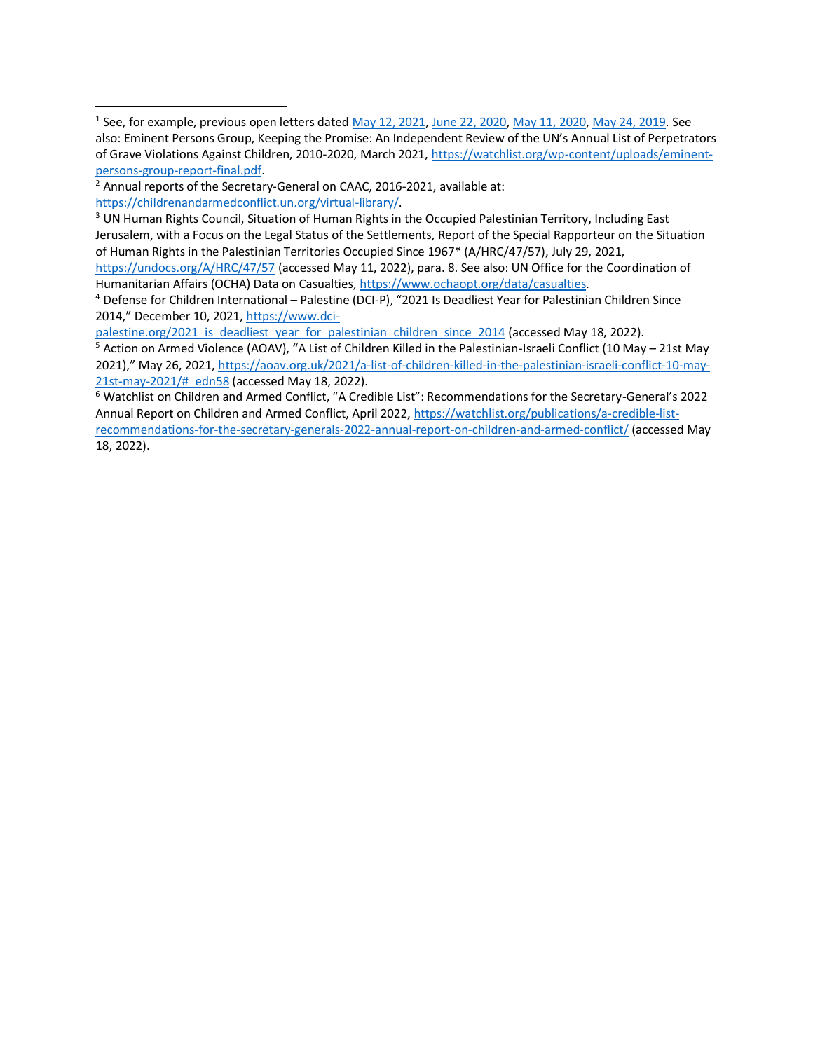[1] See, for example, previous open letters dated May 12, 2021, June 22, 2020, May 11, 2020, May 24, 2019. See also: Eminent Persons Group, Keeping the Promise: An Independent Review of the UN's Annual List of Perpetrators of Grave Violations Against Children, 2010-2020, March 2021, https://watchlist.org/wp-content/uploads/eminent-persons-group-report-final.pdf.

[2] Annual reports of the Secretary-General on CAAC, 2016-2021, available at: https://childrenandarmedconflict.un.org/virtual-library/.

[3] UN Human Rights Council, Situation of Human Rights in the Occupied Palestinian Territory, Including East Jerusalem, with a Focus on the Legal Status of the Settlements, Report of the Special Rapporteur on the Situation of Human Rights in the Palestinian Territories Occupied Since 1967* (A/HRC/47/57), July 29, 2021, https://undocs.org/A/HRC/47/57 (accessed May 11, 2022), para. 8. See also: UN Office for the Coordination of Humanitarian Affairs (OCHA) Data on Casualties, https://www.ochaopt.org/data/casualties.

[4] Defense for Children International – Palestine (DCI-P), "2021 Is Deadliest Year for Palestinian Children Since 2014," December 10, 2021, https://www.dci-palestine.org/2021_is_deadliest_year_for_palestinian_children_since_2014 (accessed May 18, 2022).

[5] Action on Armed Violence (AOAV), "A List of Children Killed in the Palestinian-Israeli Conflict (10 May – 21st May 2021)," May 26, 2021, https://aoav.org.uk/2021/a-list-of-children-killed-in-the-palestinian-israeli-conflict-10-may-21st-may-2021/#_edn58 (accessed May 18, 2022).

[6] Watchlist on Children and Armed Conflict, "A Credible List": Recommendations for the Secretary-General's 2022 Annual Report on Children and Armed Conflict, April 2022, https://watchlist.org/publications/a-credible-list-recommendations-for-the-secretary-generals-2022-annual-report-on-children-and-armed-conflict/ (accessed May 18, 2022).